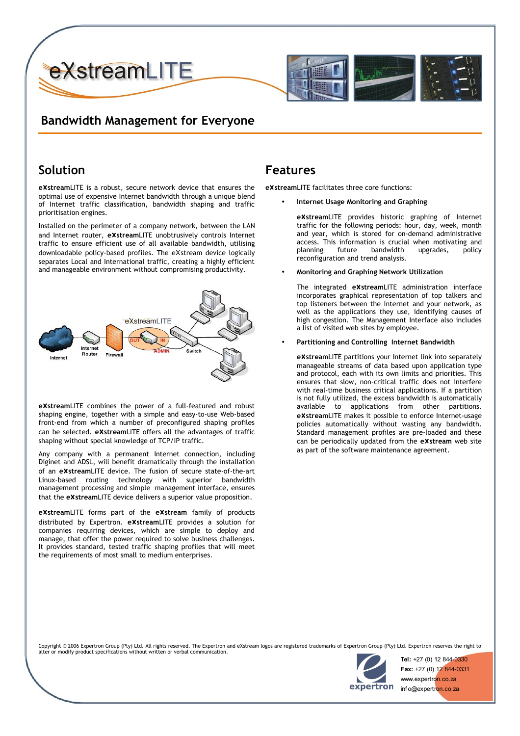# eXstreamLITE

## Bandwidth Management for Everyone

## Solution

**eXstream**LITE is a robust, secure network device that ensures the optimal use of expensive Internet bandwidth through a unique blend of Internet traffic classification, bandwidth shaping and traffic prioritisation engines.

Installed on the perimeter of a company network, between the LAN and Internet router, **eXstream**LITE unobtrusively controls Internet traffic to ensure efficient use of all available bandwidth, utilising downloadable policy-based profiles. The eXstream device logically separates Local and International traffic, creating a highly efficient and manageable environment without compromising productivity.

**eXstream**LITE combines the power of a full-featured and robust shaping engine, together with a simple and easy-to-use Web-based front-end from which a number of preconfigured shaping profiles can be selected. **eXstream**LITE offers all the advantages of traffic shaping without special knowledge of TCP/IP traffic.

Any company with a permanent Internet connection, including Diginet and ADSL, will benefit dramatically through the installation of an **eXstream**LITE device. The fusion of secure state-of-the-art Linux-based routing technology with superior bandwidth management processing and simple management interface, ensures that the **eXstream**LITE device delivers a superior value proposition.

**eXstream**LITE forms part of the **eXstream** family of products distributed by Expertron. **eXstream**LITE provides a solution for companies requiring devices, which are simple to deploy and manage, that offer the power required to solve business challenges. It provides standard, tested traffic shaping profiles that will meet the requirements of most small to medium enterprises.

## Features

**eXstream**LITE facilitates three core functions:

- **Internet Usage Monitoring and Graphing**

  **eXstream**LITE provides historic graphing of Internet traffic for the following periods: hour, day, week, month and year, which is stored for on-demand administrative access. This information is crucial when motivating and planning future bandwidth upgrades, policy reconfiguration and trend analysis.

- **Monitoring and Graphing Network Utilization**

  The integrated **eXstream**LITE administration interface incorporates graphical representation of top talkers and top listeners between the Internet and your network, as well as the applications they use, identifying causes of high congestion. The Management Interface also includes a list of visited web sites by employee.

- **Partitioning and Controlling Internet Bandwidth**

  **eXstream**LITE partitions your Internet link into separately manageable streams of data based upon application type and protocol, each with its own limits and priorities. This ensures that slow, non-critical traffic does not interfere with real-time business critical applications. If a partition is not fully utilized, the excess bandwidth is automatically available to applications from other partitions. **eXstream**LITE makes it possible to enforce Internet-usage policies automatically without wasting any bandwidth. Standard management profiles are pre-loaded and these can be periodically updated from the **eXstream** web site as part of the software maintenance agreement.

Copyright © 2006 Expertron Group (Pty) Ltd. All rights reserved. The Expertron and eXstream logos are registered trademarks of Expertron Group (Pty) Ltd. Expertron reserves the right to alter or modify product specifications without written or verbal communication.

**Tel:** +27 (0) 12 844-0330
**Fax:** +27 (0) 12 844-0331
www.expertron.co.za
info@expertron.co.za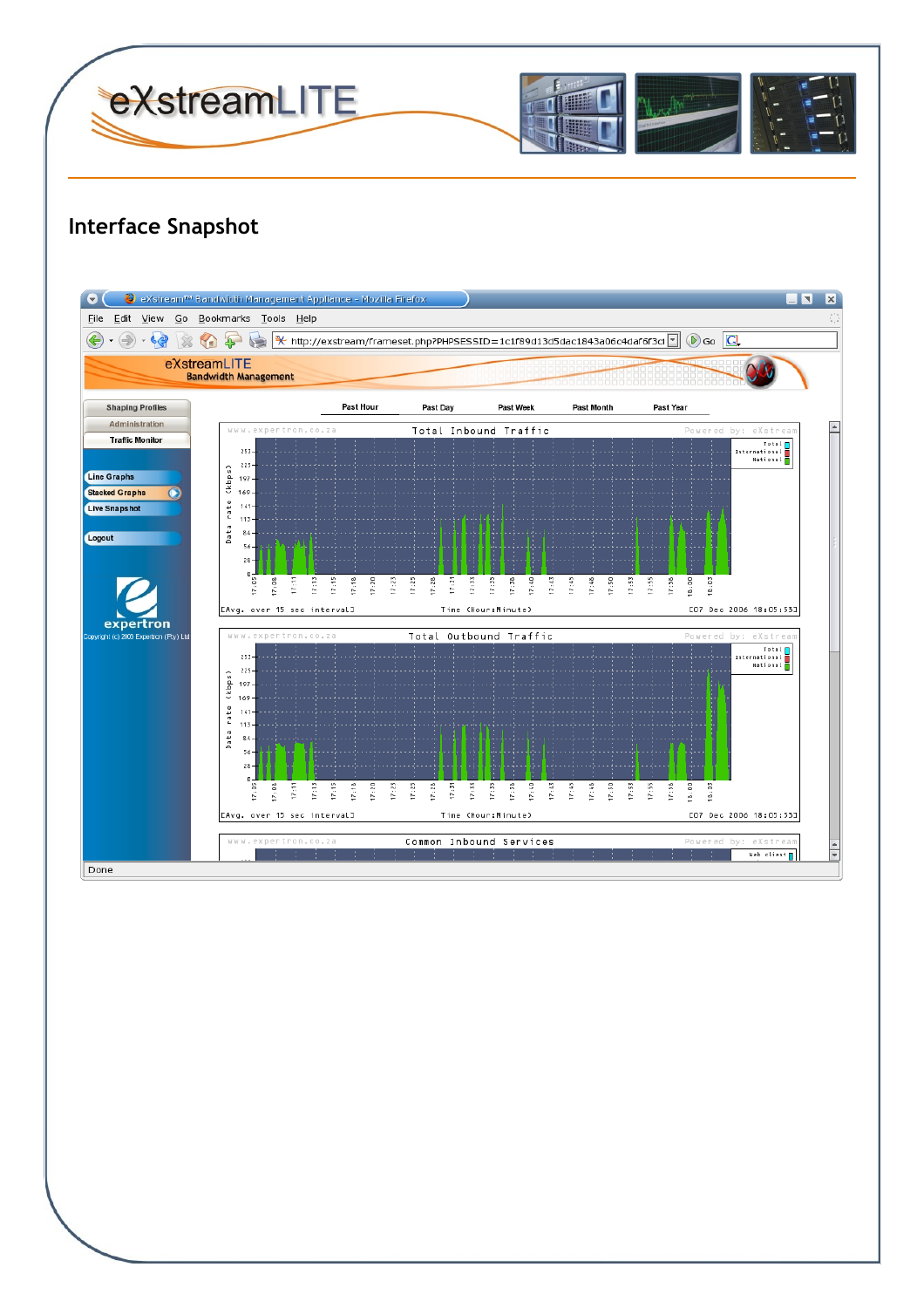## Interface Snapshot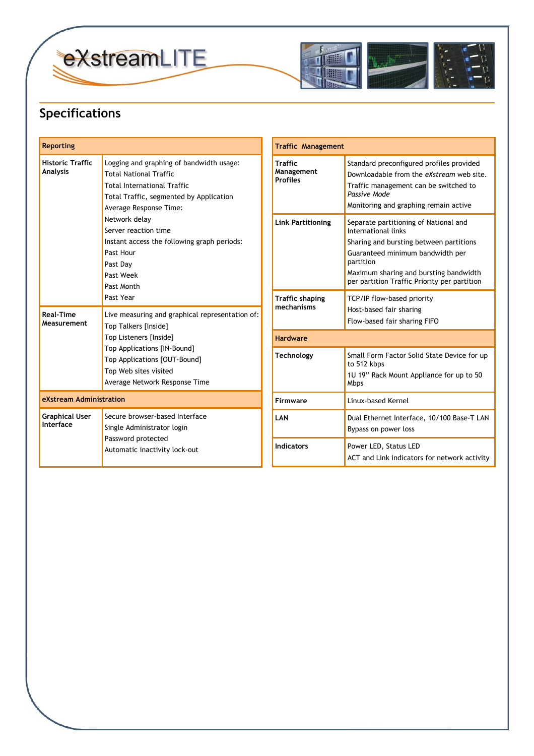eXstreamLITE

## Specifications

| Reporting | |
|---|---|
| **Historic Traffic Analysis** | Logging and graphing of bandwidth usage:<br>Total National Traffic<br>Total International Traffic<br>Total Traffic, segmented by Application<br>Average Response Time:<br>Network delay<br>Server reaction time<br>Instant access the following graph periods:<br>Past Hour<br>Past Day<br>Past Week<br>Past Month<br>Past Year |
| **Real-Time Measurement** | Live measuring and graphical representation of:<br>Top Talkers [Inside]<br>Top Listeners [Inside]<br>Top Applications [IN-Bound]<br>Top Applications [OUT-Bound]<br>Top Web sites visited<br>Average Network Response Time |
| **eXstream Administration** | |
| **Graphical User Interface** | Secure browser-based Interface<br>Single Administrator login<br>Password protected<br>Automatic inactivity lock-out |

| Traffic Management | |
|---|---|
| **Traffic Management Profiles** | Standard preconfigured profiles provided<br>Downloadable from the *eXstream* web site.<br>Traffic management can be switched to *Passive Mode*<br>Monitoring and graphing remain active |
| **Link Partitioning** | Separate partitioning of National and International links<br>Sharing and bursting between partitions<br>Guaranteed minimum bandwidth per partition<br>Maximum sharing and bursting bandwidth per partition Traffic Priority per partition |
| **Traffic shaping mechanisms** | TCP/IP flow-based priority<br>Host-based fair sharing<br>Flow-based fair sharing FIFO |
| **Hardware** | |
| **Technology** | Small Form Factor Solid State Device for up to 512 kbps<br>1U 19" Rack Mount Appliance for up to 50 Mbps |
| **Firmware** | Linux-based Kernel |
| **LAN** | Dual Ethernet Interface, 10/100 Base-T LAN<br>Bypass on power loss |
| **Indicators** | Power LED, Status LED<br>ACT and Link indicators for network activity |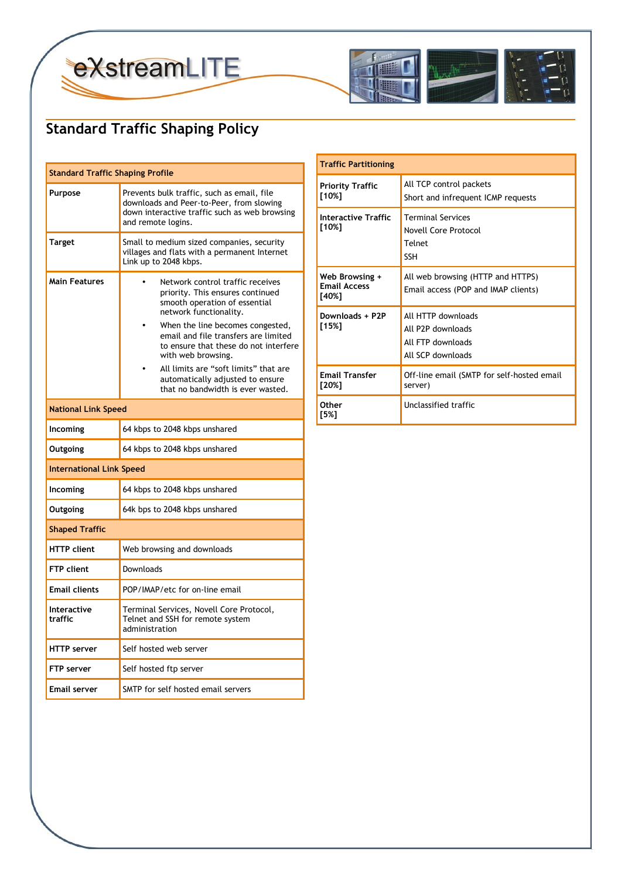# Standard Traffic Shaping Policy

| Standard Traffic Shaping Profile | |
|---|---|
| **Purpose** | Prevents bulk traffic, such as email, file downloads and Peer-to-Peer, from slowing down interactive traffic such as web browsing and remote logins. |
| **Target** | Small to medium sized companies, security villages and flats with a permanent Internet Link up to 2048 kbps. |
| **Main Features** | • Network control traffic receives priority. This ensures continued smooth operation of essential network functionality.<br>• When the line becomes congested, email and file transfers are limited to ensure that these do not interfere with web browsing.<br>• All limits are "soft limits" that are automatically adjusted to ensure that no bandwidth is ever wasted. |
| **National Link Speed** | |
| **Incoming** | 64 kbps to 2048 kbps unshared |
| **Outgoing** | 64 kbps to 2048 kbps unshared |
| **International Link Speed** | |
| **Incoming** | 64 kbps to 2048 kbps unshared |
| **Outgoing** | 64k bps to 2048 kbps unshared |
| **Shaped Traffic** | |
| **HTTP client** | Web browsing and downloads |
| **FTP client** | Downloads |
| **Email clients** | POP/IMAP/etc for on-line email |
| **Interactive traffic** | Terminal Services, Novell Core Protocol, Telnet and SSH for remote system administration |
| **HTTP server** | Self hosted web server |
| **FTP server** | Self hosted ftp server |
| **Email server** | SMTP for self hosted email servers |

| Traffic Partitioning | |
|---|---|
| **Priority Traffic [10%]** | All TCP control packets<br>Short and infrequent ICMP requests |
| **Interactive Traffic [10%]** | Terminal Services<br>Novell Core Protocol<br>Telnet<br>SSH |
| **Web Browsing + Email Access [40%]** | All web browsing (HTTP and HTTPS)<br>Email access (POP and IMAP clients) |
| **Downloads + P2P [15%]** | All HTTP downloads<br>All P2P downloads<br>All FTP downloads<br>All SCP downloads |
| **Email Transfer [20%]** | Off-line email (SMTP for self-hosted email server) |
| **Other [5%]** | Unclassified traffic |